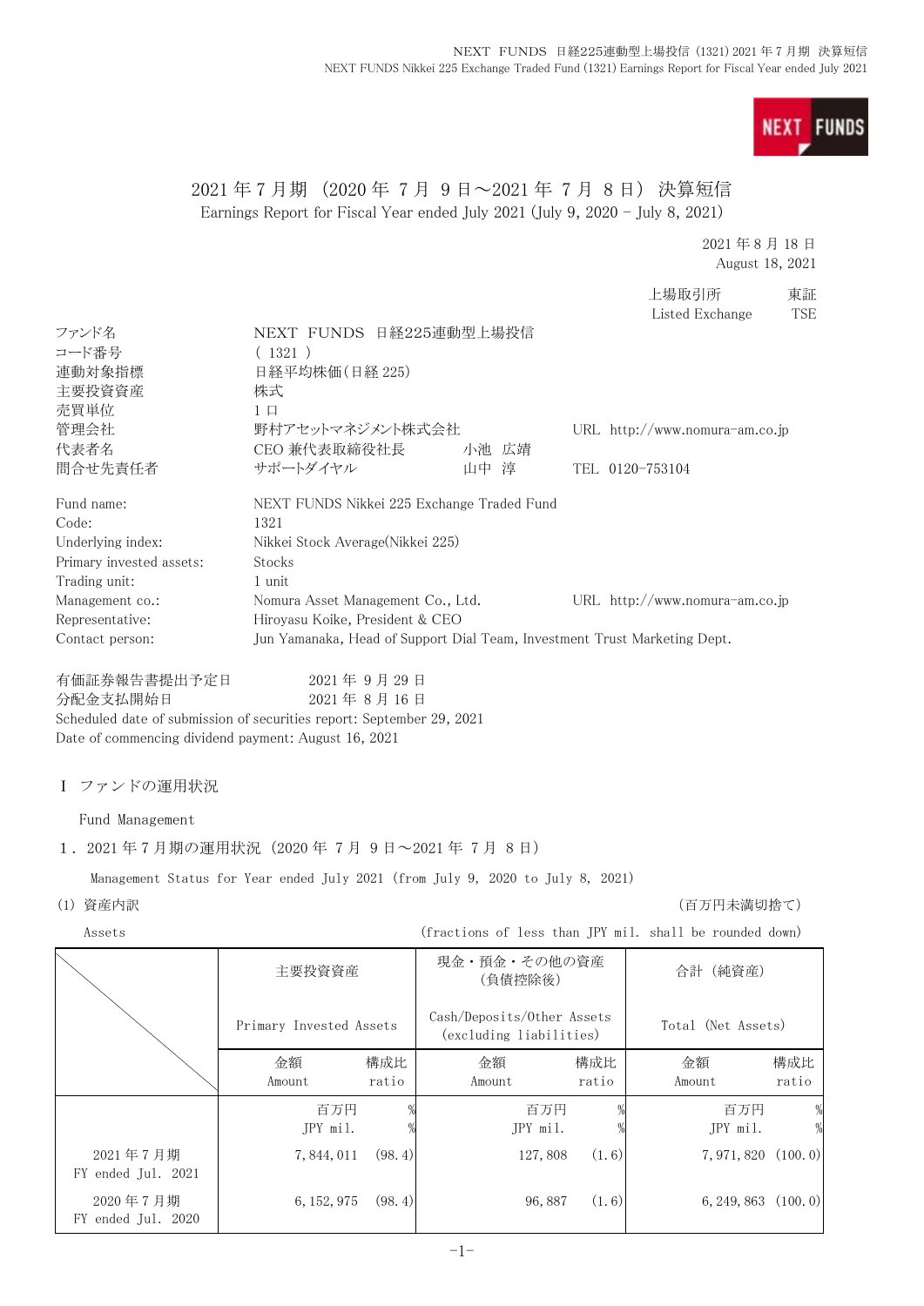# 2021 年 7 月期（2020 年 7 月 9 日～2021 年 7 月 8 日）決算短信

Earnings Report for Fiscal Year ended July 2021 (July 9, 2020 – July 8, 2021)

2021 年 8 月 18 日
August 18, 2021

上場取引所　東証
Listed Exchange　TSE

| | | | |
|---|---|---|---|
| ファンド名 | NEXT FUNDS 日経225連動型上場投信 | | |
| コード番号 | ( 1321 ) | | |
| 連動対象指標 | 日経平均株価(日経 225) | | |
| 主要投資資産 | 株式 | | |
| 売買単位 | 1 口 | | |
| 管理会社 | 野村アセットマネジメント株式会社 | | URL http://www.nomura-am.co.jp |
| 代表者名 | CEO 兼代表取締役社長 | 小池 広靖 | |
| 問合せ先責任者 | サポートダイヤル | 山中 淳 | TEL 0120-753104 |

| | | |
|---|---|---|
| Fund name: | NEXT FUNDS Nikkei 225 Exchange Traded Fund | |
| Code: | 1321 | |
| Underlying index: | Nikkei Stock Average(Nikkei 225) | |
| Primary invested assets: | Stocks | |
| Trading unit: | 1 unit | |
| Management co.: | Nomura Asset Management Co., Ltd. | URL http://www.nomura-am.co.jp |
| Representative: | Hiroyasu Koike, President & CEO | |
| Contact person: | Jun Yamanaka, Head of Support Dial Team, Investment Trust Marketing Dept. | |

有価証券報告書提出予定日　　2021 年 9 月 29 日
分配金支払開始日　　2021 年 8 月 16 日
Scheduled date of submission of securities report: September 29, 2021
Date of commencing dividend payment: August 16, 2021

## Ⅰ ファンドの運用状況

Fund Management

### 1．2021 年 7 月期の運用状況（2020 年 7 月 9 日～2021 年 7 月 8 日）

Management Status for Year ended July 2021 (from July 9, 2020 to July 8, 2021)

(1) 資産内訳　　（百万円未満切捨て）

Assets　　(fractions of less than JPY mil. shall be rounded down)

| | 主要投資資産 Primary Invested Assets | | 現金・預金・その他の資産（負債控除後） Cash/Deposits/Other Assets (excluding liabilities) | | 合計（純資産） Total (Net Assets) | |
|---|---|---|---|---|---|---|
| | 金額 Amount | 構成比 ratio | 金額 Amount | 構成比 ratio | 金額 Amount | 構成比 ratio |
| | 百万円 JPY mil. | % | 百万円 JPY mil. | % | 百万円 JPY mil. | % |
| 2021 年 7 月期 FY ended Jul. 2021 | 7,844,011 | (98.4) | 127,808 | (1.6) | 7,971,820 | (100.0) |
| 2020 年 7 月期 FY ended Jul. 2020 | 6,152,975 | (98.4) | 96,887 | (1.6) | 6,249,863 | (100.0) |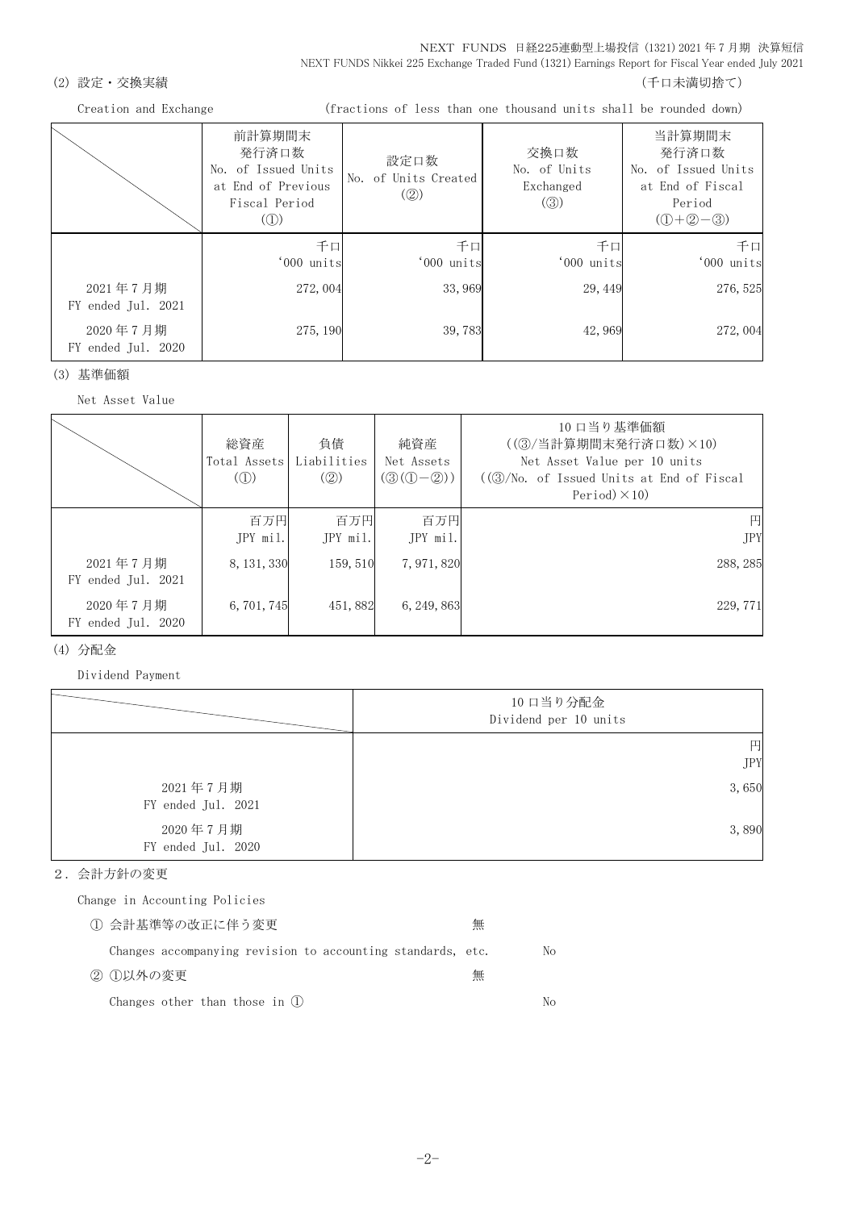(2) 設定・交換実績　　　　　　　　　　　　　　　　　　　　　　　　　　　　　　　　(千口未満切捨て)

Creation and Exchange　　　　　　(fractions of less than one thousand units shall be rounded down)

| | 前計算期間末 発行済口数 No. of Issued Units at End of Previous Fiscal Period (①) | 設定口数 No. of Units Created (②) | 交換口数 No. of Units Exchanged (③) | 当計算期間末 発行済口数 No. of Issued Units at End of Fiscal Period (①+②−③) |
|---|---|---|---|---|
| | 千口 '000 units | 千口 '000 units | 千口 '000 units | 千口 '000 units |
| 2021 年 7 月期 FY ended Jul. 2021 | 272,004 | 33,969 | 29,449 | 276,525 |
| 2020 年 7 月期 FY ended Jul. 2020 | 275,190 | 39,783 | 42,969 | 272,004 |

(3) 基準価額

Net Asset Value

| | 総資産 Total Assets (①) | 負債 Liabilities (②) | 純資産 Net Assets (③(①−②)) | 10 口当り基準価額 ((③/当計算期間末発行済口数)×10) Net Asset Value per 10 units ((③/No. of Issued Units at End of Fiscal Period)×10) |
|---|---|---|---|---|
| | 百万円 JPY mil. | 百万円 JPY mil. | 百万円 JPY mil. | 円 JPY |
| 2021 年 7 月期 FY ended Jul. 2021 | 8,131,330 | 159,510 | 7,971,820 | 288,285 |
| 2020 年 7 月期 FY ended Jul. 2020 | 6,701,745 | 451,882 | 6,249,863 | 229,771 |

(4) 分配金

Dividend Payment

| | 10 口当り分配金 Dividend per 10 units |
|---|---|
| | 円 JPY |
| 2021 年 7 月期 FY ended Jul. 2021 | 3,650 |
| 2020 年 7 月期 FY ended Jul. 2020 | 3,890 |

2．会計方針の変更

Change in Accounting Policies

① 会計基準等の改正に伴う変更　無

Changes accompanying revision to accounting standards, etc.　No

② ①以外の変更　無

Changes other than those in ①　No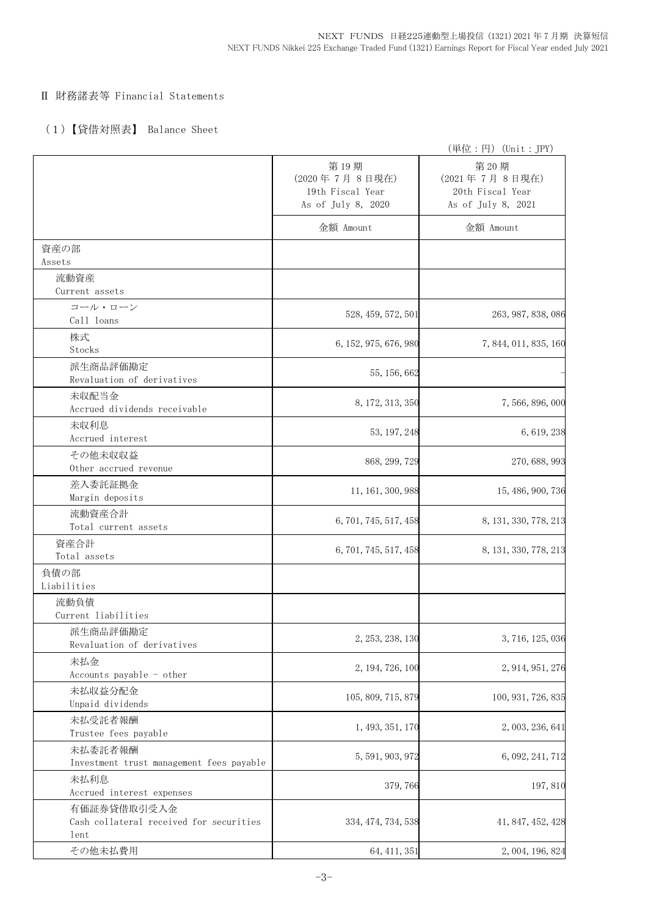## Ⅱ 財務諸表等 Financial Statements

### （１）【貸借対照表】 Balance Sheet

（単位：円）(Unit：JPY)

| | 第19期<br>(2020年７月８日現在)<br>19th Fiscal Year<br>As of July 8, 2020 | 第20期<br>(2021年７月８日現在)<br>20th Fiscal Year<br>As of July 8, 2021 |
|---|---|---|
| | 金額 Amount | 金額 Amount |
| 資産の部<br>Assets | | |
| 流動資産<br>Current assets | | |
| コール・ローン<br>Call loans | 528,459,572,501 | 263,987,838,086 |
| 株式<br>Stocks | 6,152,975,676,980 | 7,844,011,835,160 |
| 派生商品評価勘定<br>Revaluation of derivatives | 55,156,662 | - |
| 未収配当金<br>Accrued dividends receivable | 8,172,313,350 | 7,566,896,000 |
| 未収利息<br>Accrued interest | 53,197,248 | 6,619,238 |
| その他未収収益<br>Other accrued revenue | 868,299,729 | 270,688,993 |
| 差入委託証拠金<br>Margin deposits | 11,161,300,988 | 15,486,900,736 |
| 流動資産合計<br>Total current assets | 6,701,745,517,458 | 8,131,330,778,213 |
| 資産合計<br>Total assets | 6,701,745,517,458 | 8,131,330,778,213 |
| 負債の部<br>Liabilities | | |
| 流動負債<br>Current liabilities | | |
| 派生商品評価勘定<br>Revaluation of derivatives | 2,253,238,130 | 3,716,125,036 |
| 未払金<br>Accounts payable - other | 2,194,726,100 | 2,914,951,276 |
| 未払収益分配金<br>Unpaid dividends | 105,809,715,879 | 100,931,726,835 |
| 未払受託者報酬<br>Trustee fees payable | 1,493,351,170 | 2,003,236,641 |
| 未払委託者報酬<br>Investment trust management fees payable | 5,591,903,972 | 6,092,241,712 |
| 未払利息<br>Accrued interest expenses | 379,766 | 197,810 |
| 有価証券貸借取引受入金<br>Cash collateral received for securities lent | 334,474,734,538 | 41,847,452,428 |
| その他未払費用 | 64,411,351 | 2,004,196,824 |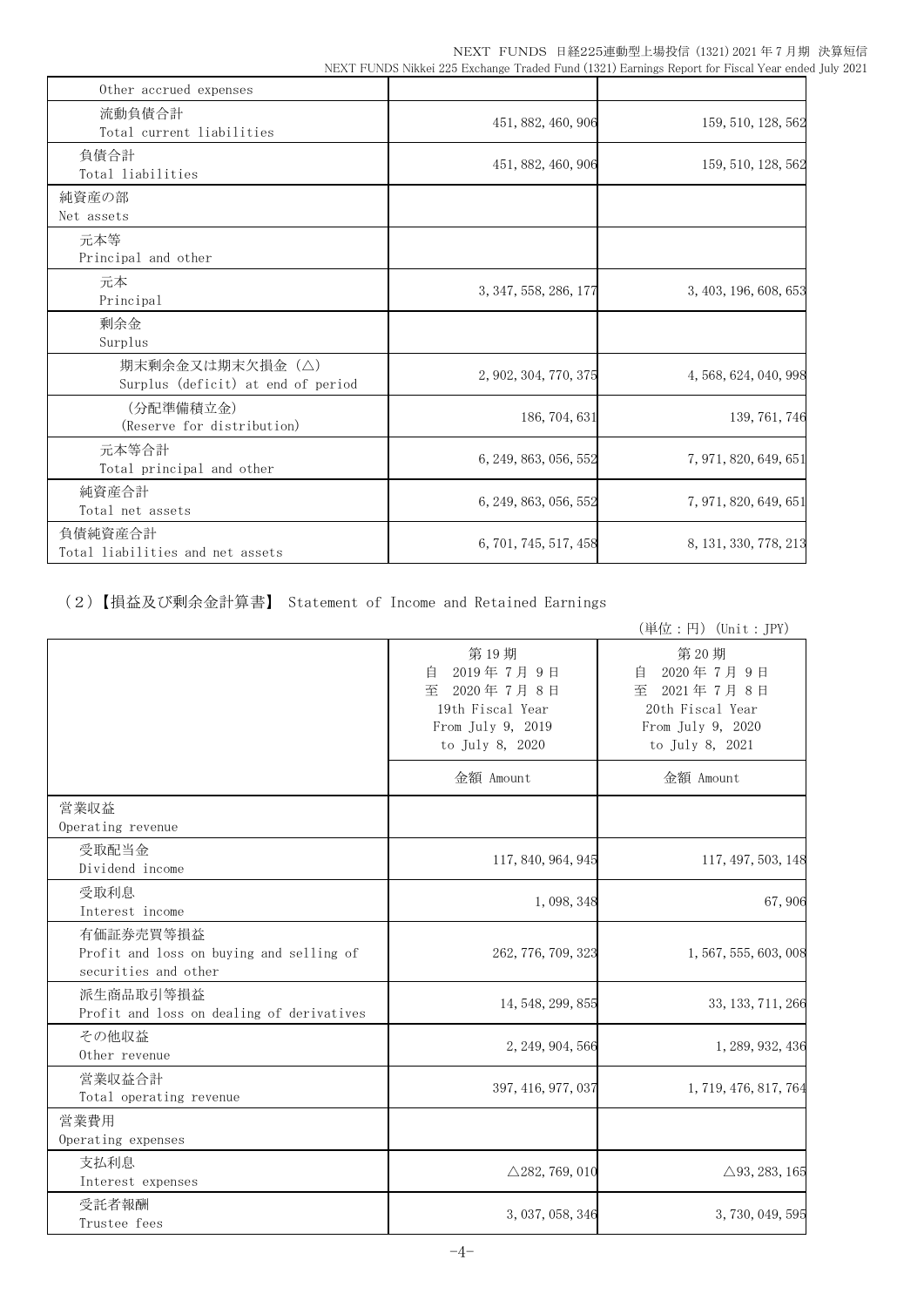| | | |
|---|---|---|
| Other accrued expenses | | |
| 流動負債合計<br>Total current liabilities | 451,882,460,906 | 159,510,128,562 |
| 負債合計<br>Total liabilities | 451,882,460,906 | 159,510,128,562 |
| 純資産の部<br>Net assets | | |
| 元本等<br>Principal and other | | |
| 元本<br>Principal | 3,347,558,286,177 | 3,403,196,608,653 |
| 剰余金<br>Surplus | | |
| 期末剰余金又は期末欠損金（△）<br>Surplus (deficit) at end of period | 2,902,304,770,375 | 4,568,624,040,998 |
| （分配準備積立金）<br>(Reserve for distribution) | 186,704,631 | 139,761,746 |
| 元本等合計<br>Total principal and other | 6,249,863,056,552 | 7,971,820,649,651 |
| 純資産合計<br>Total net assets | 6,249,863,056,552 | 7,971,820,649,651 |
| 負債純資産合計<br>Total liabilities and net assets | 6,701,745,517,458 | 8,131,330,778,213 |

（2）【損益及び剰余金計算書】 Statement of Income and Retained Earnings

（単位：円）(Unit：JPY)

| | 第19期<br>自 2019年7月9日<br>至 2020年7月8日<br>19th Fiscal Year<br>From July 9, 2019<br>to July 8, 2020 | 第20期<br>自 2020年7月9日<br>至 2021年7月8日<br>20th Fiscal Year<br>From July 9, 2020<br>to July 8, 2021 |
|---|---|---|
| | 金額 Amount | 金額 Amount |
| 営業収益<br>Operating revenue | | |
| 受取配当金<br>Dividend income | 117,840,964,945 | 117,497,503,148 |
| 受取利息<br>Interest income | 1,098,348 | 67,906 |
| 有価証券売買等損益<br>Profit and loss on buying and selling of securities and other | 262,776,709,323 | 1,567,555,603,008 |
| 派生商品取引等損益<br>Profit and loss on dealing of derivatives | 14,548,299,855 | 33,133,711,266 |
| その他収益<br>Other revenue | 2,249,904,566 | 1,289,932,436 |
| 営業収益合計<br>Total operating revenue | 397,416,977,037 | 1,719,476,817,764 |
| 営業費用<br>Operating expenses | | |
| 支払利息<br>Interest expenses | △282,769,010 | △93,283,165 |
| 受託者報酬<br>Trustee fees | 3,037,058,346 | 3,730,049,595 |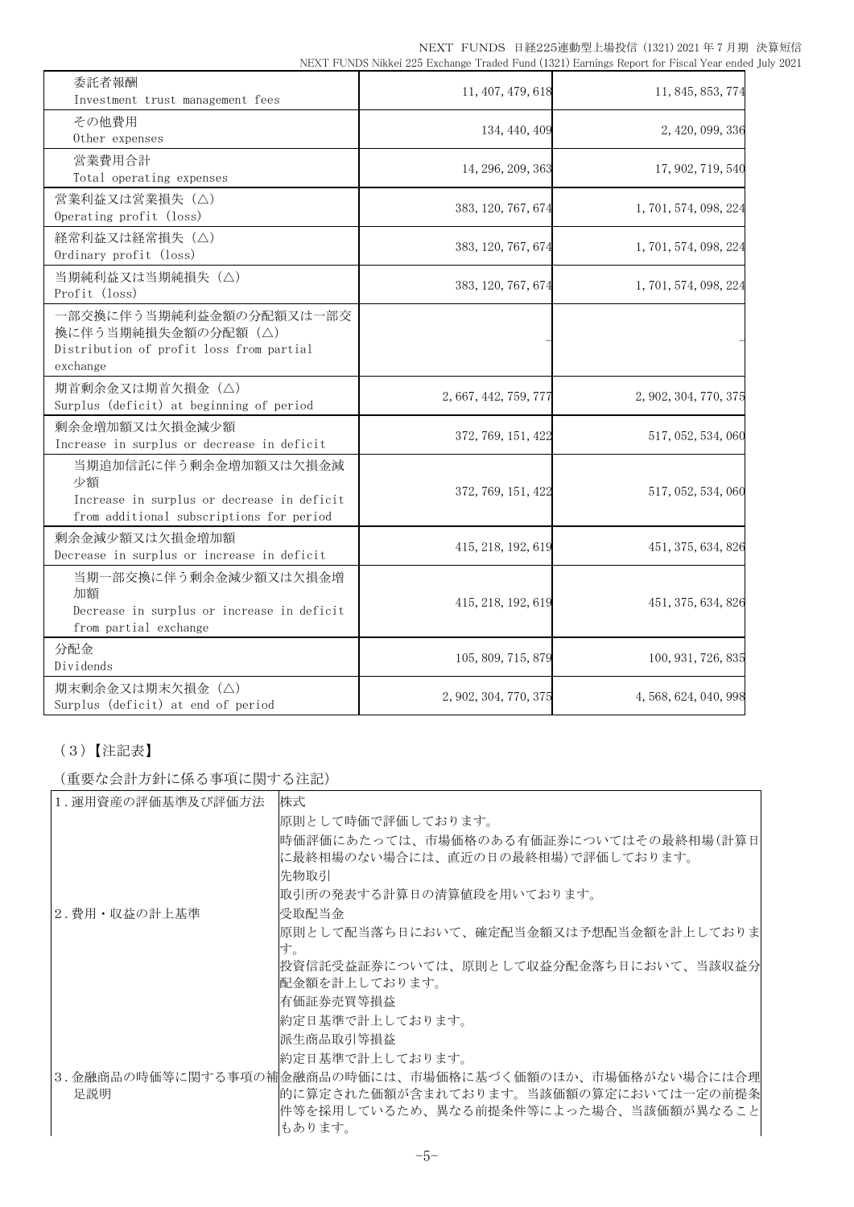| | | |
|---|---|---|
| 委託者報酬<br>Investment trust management fees | 11,407,479,618 | 11,845,853,774 |
| その他費用<br>Other expenses | 134,440,409 | 2,420,099,336 |
| 営業費用合計<br>Total operating expenses | 14,296,209,363 | 17,902,719,540 |
| 営業利益又は営業損失（△）<br>Operating profit (loss) | 383,120,767,674 | 1,701,574,098,224 |
| 経常利益又は経常損失（△）<br>Ordinary profit (loss) | 383,120,767,674 | 1,701,574,098,224 |
| 当期純利益又は当期純損失（△）<br>Profit (loss) | 383,120,767,674 | 1,701,574,098,224 |
| 一部交換に伴う当期純利益金額の分配額又は一部交換に伴う当期純損失金額の分配額（△）<br>Distribution of profit loss from partial exchange | – | – |
| 期首剰余金又は期首欠損金（△）<br>Surplus (deficit) at beginning of period | 2,667,442,759,777 | 2,902,304,770,375 |
| 剰余金増加額又は欠損金減少額<br>Increase in surplus or decrease in deficit | 372,769,151,422 | 517,052,534,060 |
| 当期追加信託に伴う剰余金増加額又は欠損金減少額<br>Increase in surplus or decrease in deficit from additional subscriptions for period | 372,769,151,422 | 517,052,534,060 |
| 剰余金減少額又は欠損金増加額<br>Decrease in surplus or increase in deficit | 415,218,192,619 | 451,375,634,826 |
| 当期一部交換に伴う剰余金減少額又は欠損金増加額<br>Decrease in surplus or increase in deficit from partial exchange | 415,218,192,619 | 451,375,634,826 |
| 分配金<br>Dividends | 105,809,715,879 | 100,931,726,835 |
| 期末剰余金又は期末欠損金（△）<br>Surplus (deficit) at end of period | 2,902,304,770,375 | 4,568,624,040,998 |

（3）【注記表】

（重要な会計方針に係る事項に関する注記）

| | |
|---|---|
| 1．運用資産の評価基準及び評価方法 | 株式<br>原則として時価で評価しております。<br>時価評価にあたっては、市場価格のある有価証券についてはその最終相場(計算日に最終相場のない場合には、直近の日の最終相場)で評価しております。<br>先物取引<br>取引所の発表する計算日の清算値段を用いております。 |
| 2．費用・収益の計上基準 | 受取配当金<br>原則として配当落ち日において、確定配当金額又は予想配当金額を計上しております。<br>投資信託受益証券については、原則として収益分配金落ち日において、当該収益分配金額を計上しております。<br>有価証券売買等損益<br>約定日基準で計上しております。<br>派生商品取引等損益<br>約定日基準で計上しております。 |
| 3．金融商品の時価等に関する事項の補足説明 | 金融商品の時価には、市場価格に基づく価額のほか、市場価格がない場合には合理的に算定された価額が含まれております。当該価額の算定においては一定の前提条件等を採用しているため、異なる前提条件等によった場合、当該価額が異なることもあります。 |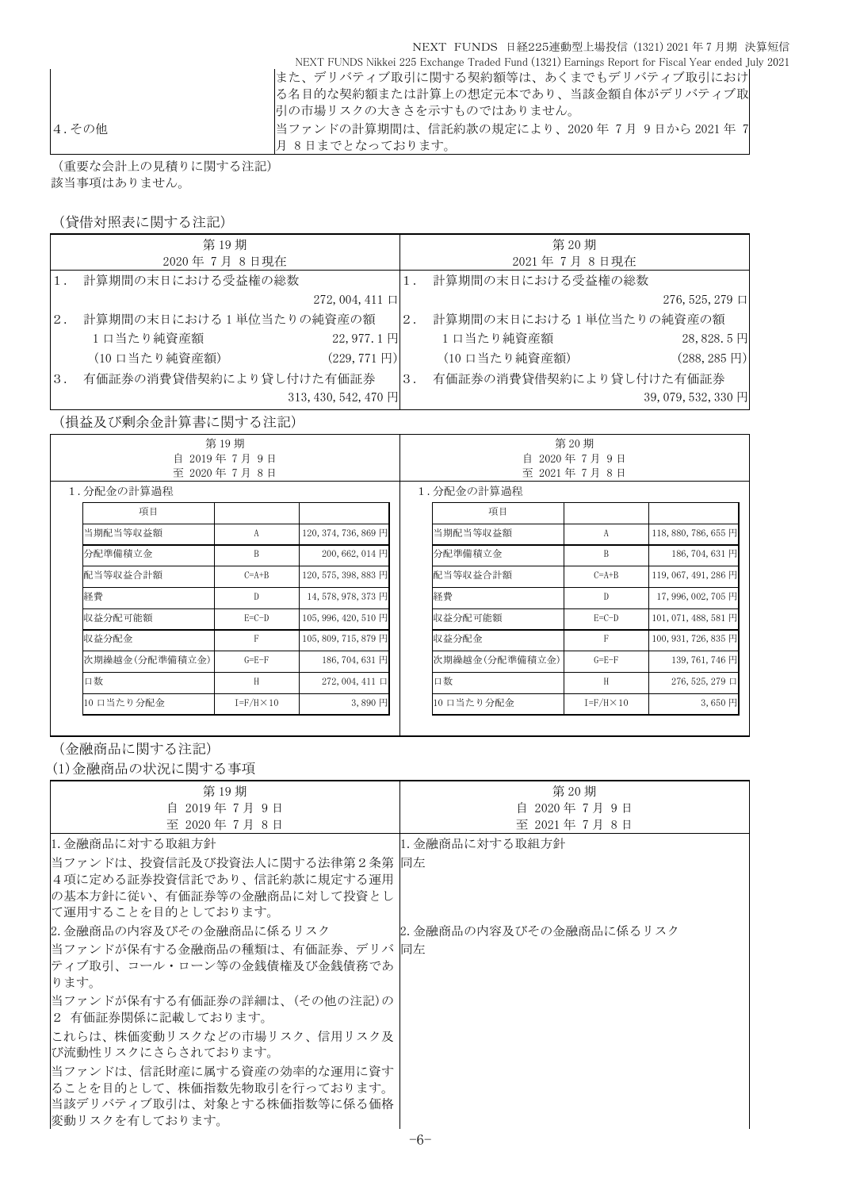| | |
|---|---|
| | また、デリバティブ取引に関する契約額等は、あくまでもデリバティブ取引における名目的な契約額または計算上の想定元本であり、当該金額自体がデリバティブ取引の市場リスクの大きさを示すものではありません。 |
| 4.その他 | 当ファンドの計算期間は、信託約款の規定により、2020 年 7 月 9 日から 2021 年 7 月 8 日までとなっております。 |

（重要な会計上の見積りに関する注記）
該当事項はありません。

（貸借対照表に関する注記）

| 第 19 期<br>2020 年 7 月 8 日現在 | | 第 20 期<br>2021 年 7 月 8 日現在 | |
|---|---|---|---|
| 1．計算期間の末日における受益権の総数 | 272,004,411 口 | 1．計算期間の末日における受益権の総数 | 276,525,279 口 |
| 2．計算期間の末日における 1 単位当たりの純資産の額 | | 2．計算期間の末日における 1 単位当たりの純資産の額 | |
| 1 口当たり純資産額 | 22,977.1 円 | 1 口当たり純資産額 | 28,828.5 円 |
| （10 口当たり純資産額） | (229,771 円) | （10 口当たり純資産額） | (288,285 円) |
| 3．有価証券の消費貸借契約により貸し付けた有価証券 | 313,430,542,470 円 | 3．有価証券の消費貸借契約により貸し付けた有価証券 | 39,079,532,330 円 |

（損益及び剰余金計算書に関する注記）

| 第 19 期<br>自 2019 年 7 月 9 日<br>至 2020 年 7 月 8 日 | | | 第 20 期<br>自 2020 年 7 月 9 日<br>至 2021 年 7 月 8 日 | | |
|---|---|---|---|---|---|
| 1.分配金の計算過程 | | | 1.分配金の計算過程 | | |
| 項目 | | | 項目 | | |
| 当期配当等収益額 | A | 120,374,736,869 円 | 当期配当等収益額 | A | 118,880,786,655 円 |
| 分配準備積立金 | B | 200,662,014 円 | 分配準備積立金 | B | 186,704,631 円 |
| 配当等収益合計額 | C=A+B | 120,575,398,883 円 | 配当等収益合計額 | C=A+B | 119,067,491,286 円 |
| 経費 | D | 14,578,978,373 円 | 経費 | D | 17,996,002,705 円 |
| 収益分配可能額 | E=C-D | 105,996,420,510 円 | 収益分配可能額 | E=C-D | 101,071,488,581 円 |
| 収益分配金 | F | 105,809,715,879 円 | 収益分配金 | F | 100,931,726,835 円 |
| 次期繰越金(分配準備積立金) | G=E-F | 186,704,631 円 | 次期繰越金(分配準備積立金) | G=E-F | 139,761,746 円 |
| 口数 | H | 272,004,411 口 | 口数 | H | 276,525,279 口 |
| 10 口当たり分配金 | I=F/H×10 | 3,890 円 | 10 口当たり分配金 | I=F/H×10 | 3,650 円 |

（金融商品に関する注記）
(1)金融商品の状況に関する事項

| 第 19 期<br>自 2019 年 7 月 9 日<br>至 2020 年 7 月 8 日 | 第 20 期<br>自 2020 年 7 月 9 日<br>至 2021 年 7 月 8 日 |
|---|---|
| 1.金融商品に対する取組方針<br>当ファンドは、投資信託及び投資法人に関する法律第２条第４項に定める証券投資信託であり、信託約款に規定する運用の基本方針に従い、有価証券等の金融商品に対して投資として運用することを目的としております。 | 1.金融商品に対する取組方針<br>同左 |
| 2.金融商品の内容及びその金融商品に係るリスク<br>当ファンドが保有する金融商品の種類は、有価証券、デリバティブ取引、コール・ローン等の金銭債権及び金銭債務であります。<br>当ファンドが保有する有価証券の詳細は、（その他の注記）の 2 有価証券関係に記載しております。<br>これらは、株価変動リスクなどの市場リスク、信用リスク及び流動性リスクにさらされております。<br>当ファンドは、信託財産に属する資産の効率的な運用に資することを目的として、株価指数先物取引を行っております。当該デリバティブ取引は、対象とする株価指数等に係る価格変動リスクを有しております。 | 2.金融商品の内容及びその金融商品に係るリスク<br>同左 |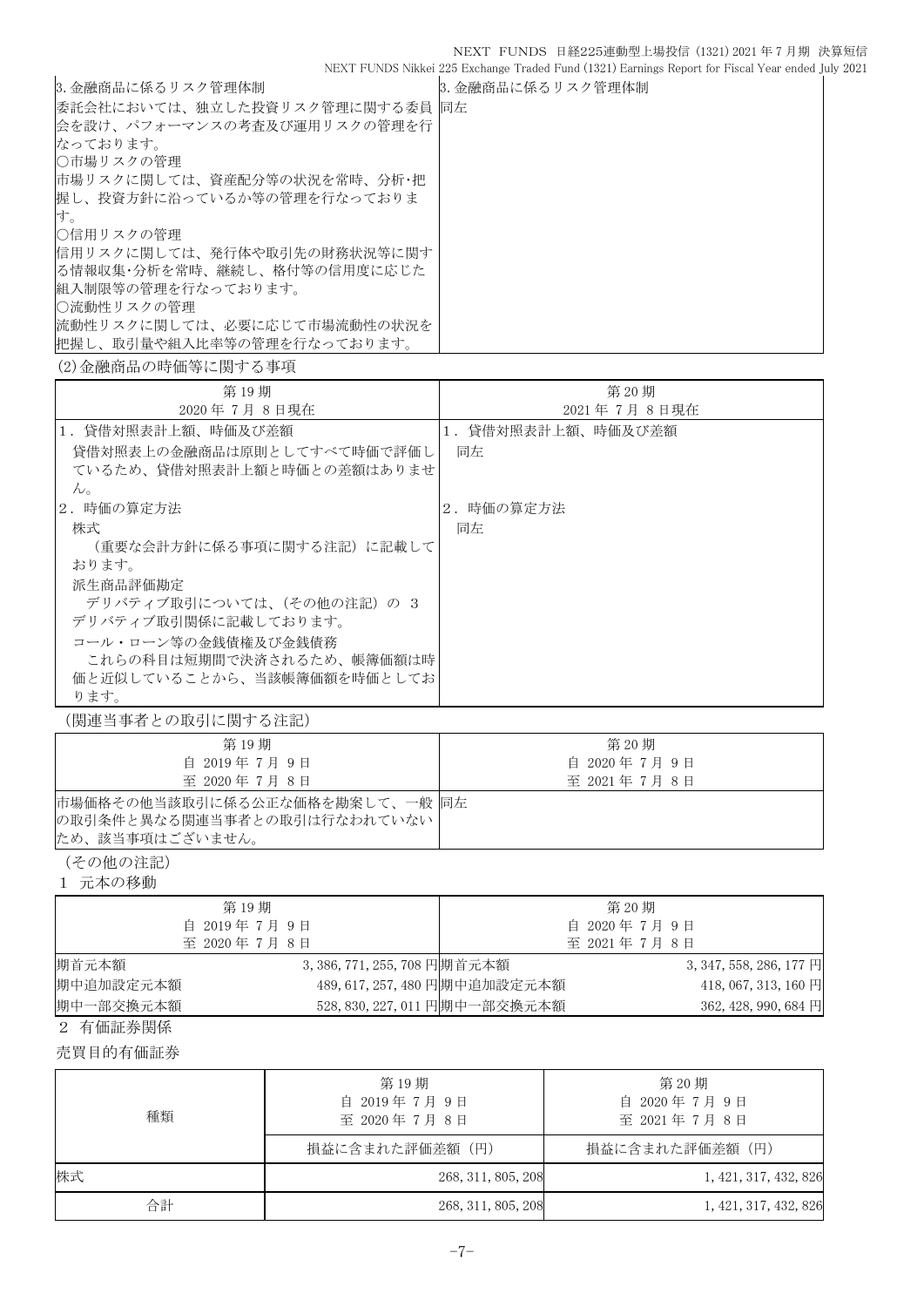| | |
|---|---|
| 3. 金融商品に係るリスク管理体制<br>委託会社においては、独立した投資リスク管理に関する委員会を設け、パフォーマンスの考査及び運用リスクの管理を行なっております。<br>○市場リスクの管理<br>市場リスクに関しては、資産配分等の状況を常時、分析･把握し、投資方針に沿っているか等の管理を行なっております。<br>○信用リスクの管理<br>信用リスクに関しては、発行体や取引先の財務状況等に関する情報収集･分析を常時、継続し、格付等の信用度に応じた組入制限等の管理を行なっております。<br>○流動性リスクの管理<br>流動性リスクに関しては、必要に応じて市場流動性の状況を把握し、取引量や組入比率等の管理を行なっております。 | 3. 金融商品に係るリスク管理体制<br>同左 |

(2)金融商品の時価等に関する事項

| 第 19 期<br>2020 年 7 月 8 日現在 | 第 20 期<br>2021 年 7 月 8 日現在 |
|---|---|
| 1．貸借対照表計上額、時価及び差額<br>貸借対照表上の金融商品は原則としてすべて時価で評価しているため、貸借対照表計上額と時価との差額はありません。<br>2．時価の算定方法<br>株式<br>（重要な会計方針に係る事項に関する注記）に記載しております。<br>派生商品評価勘定<br>デリバティブ取引については、(その他の注記) の 3 デリバティブ取引関係に記載しております。<br>コール・ローン等の金銭債権及び金銭債務<br>これらの科目は短期間で決済されるため、帳簿価額は時価と近似していることから、当該帳簿価額を時価としております。 | 1．貸借対照表計上額、時価及び差額<br>同左<br>2．時価の算定方法<br>同左 |

（関連当事者との取引に関する注記）

| 第 19 期<br>自 2019 年 7 月 9 日<br>至 2020 年 7 月 8 日 | 第 20 期<br>自 2020 年 7 月 9 日<br>至 2021 年 7 月 8 日 |
|---|---|
| 市場価格その他当該取引に係る公正な価格を勘案して、一般の取引条件と異なる関連当事者との取引は行なわれていないため、該当事項はございません。 | 同左 |

（その他の注記）

1 元本の移動

| 第 19 期<br>自 2019 年 7 月 9 日<br>至 2020 年 7 月 8 日 | | 第 20 期<br>自 2020 年 7 月 9 日<br>至 2021 年 7 月 8 日 | |
|---|---|---|---|
| 期首元本額 | 3,386,771,255,708 円 | 期首元本額 | 3,347,558,286,177 円 |
| 期中追加設定元本額 | 489,617,257,480 円 | 期中追加設定元本額 | 418,067,313,160 円 |
| 期中一部交換元本額 | 528,830,227,011 円 | 期中一部交換元本額 | 362,428,990,684 円 |

2 有価証券関係

売買目的有価証券

| 種類 | 第 19 期<br>自 2019 年 7 月 9 日<br>至 2020 年 7 月 8 日 | 第 20 期<br>自 2020 年 7 月 9 日<br>至 2021 年 7 月 8 日 |
|---|---|---|
| | 損益に含まれた評価差額（円） | 損益に含まれた評価差額（円） |
| 株式 | 268,311,805,208 | 1,421,317,432,826 |
| 合計 | 268,311,805,208 | 1,421,317,432,826 |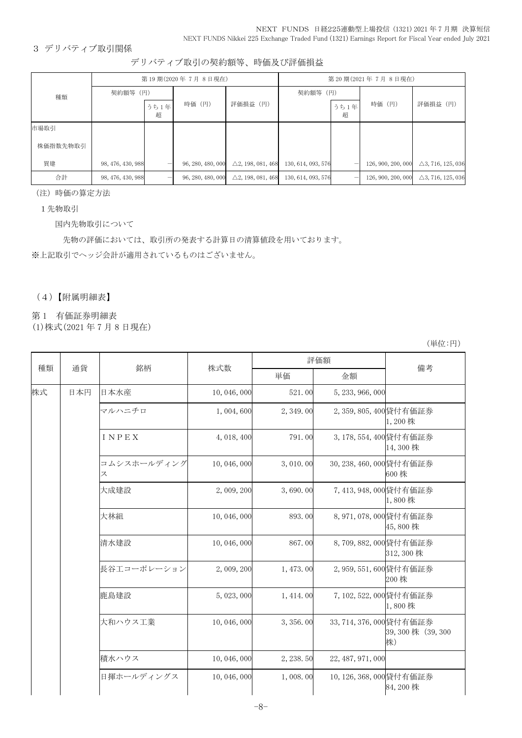## 3 デリバティブ取引関係

### デリバティブ取引の契約額等、時価及び評価損益

| 種類 | 第19期(2020年7月8日現在) | | | | 第20期(2021年7月8日現在) | | | |
|---|---|---|---|---|---|---|---|---|
| | 契約額等（円） | | 時価（円） | 評価損益（円） | 契約額等（円） | | 時価（円） | 評価損益（円） |
| | | うち1年超 | | | | うち1年超 | | |
| 市場取引 | | | | | | | | |
| 株価指数先物取引 | | | | | | | | |
| 買建 | 98, 476, 430, 988 | — | 96, 280, 480, 000 | △2, 198, 081, 468 | 130, 614, 093, 576 | — | 126, 900, 200, 000 | △3, 716, 125, 036 |
| 合計 | 98, 476, 430, 988 | — | 96, 280, 480, 000 | △2, 198, 081, 468 | 130, 614, 093, 576 | — | 126, 900, 200, 000 | △3, 716, 125, 036 |

（注）時価の算定方法

1 先物取引

国内先物取引について

先物の評価においては、取引所の発表する計算日の清算値段を用いております。

※上記取引でヘッジ会計が適用されているものはございません。

## （4）【附属明細表】

### 第1 有価証券明細表

(1)株式(2021年7月8日現在)

（単位:円）

| 種類 | 通貨 | 銘柄 | 株式数 | 評価額 | | 備考 |
|---|---|---|---|---|---|---|
| | | | | 単価 | 金額 | |
| 株式 | 日本円 | 日本水産 | 10, 046, 000 | 521. 00 | 5, 233, 966, 000 | |
| | | マルハニチロ | 1, 004, 600 | 2, 349. 00 | 2, 359, 805, 400 | 貸付有価証券 1, 200 株 |
| | | ＩＮＰＥＸ | 4, 018, 400 | 791. 00 | 3, 178, 554, 400 | 貸付有価証券 14, 300 株 |
| | | コムシスホールディングス | 10, 046, 000 | 3, 010. 00 | 30, 238, 460, 000 | 貸付有価証券 600 株 |
| | | 大成建設 | 2, 009, 200 | 3, 690. 00 | 7, 413, 948, 000 | 貸付有価証券 1, 800 株 |
| | | 大林組 | 10, 046, 000 | 893. 00 | 8, 971, 078, 000 | 貸付有価証券 45, 800 株 |
| | | 清水建設 | 10, 046, 000 | 867. 00 | 8, 709, 882, 000 | 貸付有価証券 312, 300 株 |
| | | 長谷工コーポレーション | 2, 009, 200 | 1, 473. 00 | 2, 959, 551, 600 | 貸付有価証券 200 株 |
| | | 鹿島建設 | 5, 023, 000 | 1, 414. 00 | 7, 102, 522, 000 | 貸付有価証券 1, 800 株 |
| | | 大和ハウス工業 | 10, 046, 000 | 3, 356. 00 | 33, 714, 376, 000 | 貸付有価証券 39, 300 株 (39, 300 株) |
| | | 積水ハウス | 10, 046, 000 | 2, 238. 50 | 22, 487, 971, 000 | |
| | | 日揮ホールディングス | 10, 046, 000 | 1, 008. 00 | 10, 126, 368, 000 | 貸付有価証券 84, 200 株 |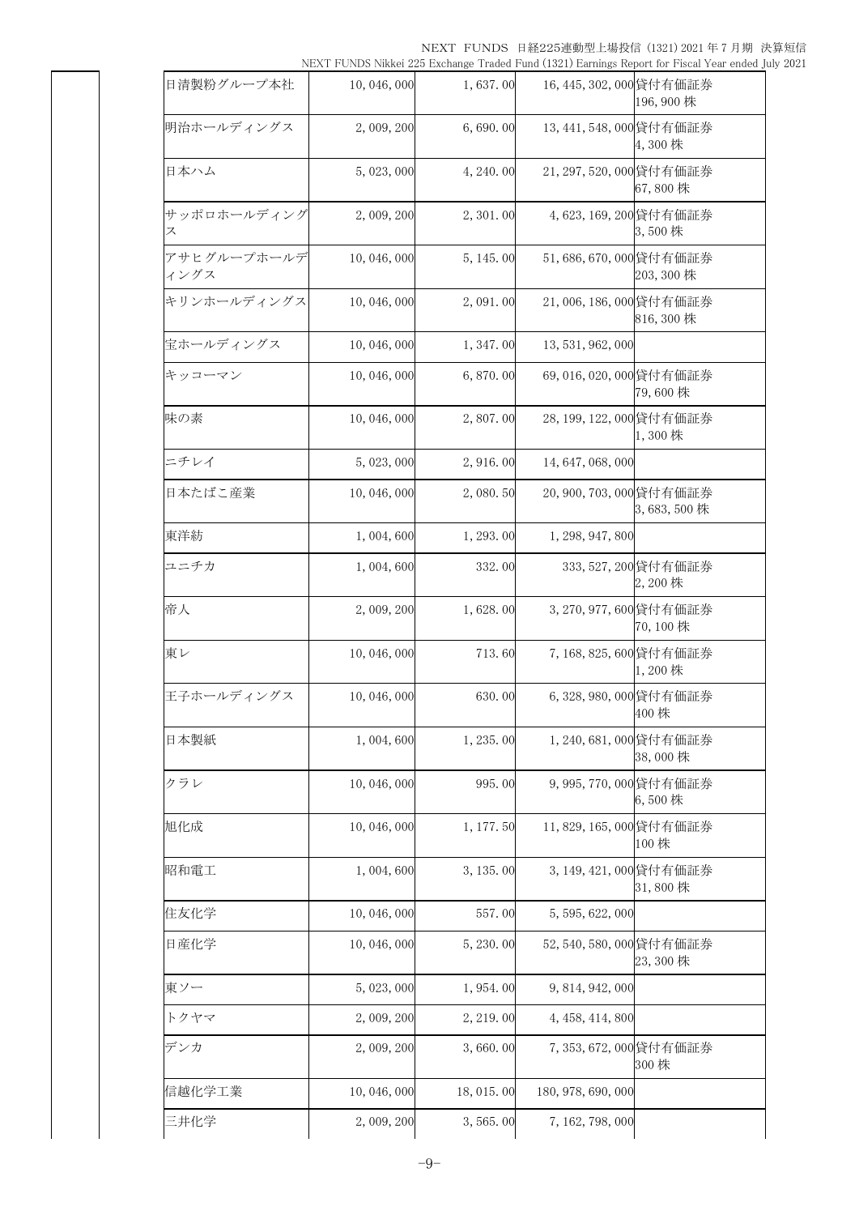| | | | | |
|---|---|---|---|---|
| 日清製粉グループ本社 | 10,046,000 | 1,637.00 | 16,445,302,000 | 貸付有価証券 196,900株 |
| 明治ホールディングス | 2,009,200 | 6,690.00 | 13,441,548,000 | 貸付有価証券 4,300株 |
| 日本ハム | 5,023,000 | 4,240.00 | 21,297,520,000 | 貸付有価証券 67,800株 |
| サッポロホールディングス | 2,009,200 | 2,301.00 | 4,623,169,200 | 貸付有価証券 3,500株 |
| アサヒグループホールディングス | 10,046,000 | 5,145.00 | 51,686,670,000 | 貸付有価証券 203,300株 |
| キリンホールディングス | 10,046,000 | 2,091.00 | 21,006,186,000 | 貸付有価証券 816,300株 |
| 宝ホールディングス | 10,046,000 | 1,347.00 | 13,531,962,000 | |
| キッコーマン | 10,046,000 | 6,870.00 | 69,016,020,000 | 貸付有価証券 79,600株 |
| 味の素 | 10,046,000 | 2,807.00 | 28,199,122,000 | 貸付有価証券 1,300株 |
| ニチレイ | 5,023,000 | 2,916.00 | 14,647,068,000 | |
| 日本たばこ産業 | 10,046,000 | 2,080.50 | 20,900,703,000 | 貸付有価証券 3,683,500株 |
| 東洋紡 | 1,004,600 | 1,293.00 | 1,298,947,800 | |
| ユニチカ | 1,004,600 | 332.00 | 333,527,200 | 貸付有価証券 2,200株 |
| 帝人 | 2,009,200 | 1,628.00 | 3,270,977,600 | 貸付有価証券 70,100株 |
| 東レ | 10,046,000 | 713.60 | 7,168,825,600 | 貸付有価証券 1,200株 |
| 王子ホールディングス | 10,046,000 | 630.00 | 6,328,980,000 | 貸付有価証券 400株 |
| 日本製紙 | 1,004,600 | 1,235.00 | 1,240,681,000 | 貸付有価証券 38,000株 |
| クラレ | 10,046,000 | 995.00 | 9,995,770,000 | 貸付有価証券 6,500株 |
| 旭化成 | 10,046,000 | 1,177.50 | 11,829,165,000 | 貸付有価証券 100株 |
| 昭和電工 | 1,004,600 | 3,135.00 | 3,149,421,000 | 貸付有価証券 31,800株 |
| 住友化学 | 10,046,000 | 557.00 | 5,595,622,000 | |
| 日産化学 | 10,046,000 | 5,230.00 | 52,540,580,000 | 貸付有価証券 23,300株 |
| 東ソー | 5,023,000 | 1,954.00 | 9,814,942,000 | |
| トクヤマ | 2,009,200 | 2,219.00 | 4,458,414,800 | |
| デンカ | 2,009,200 | 3,660.00 | 7,353,672,000 | 貸付有価証券 300株 |
| 信越化学工業 | 10,046,000 | 18,015.00 | 180,978,690,000 | |
| 三井化学 | 2,009,200 | 3,565.00 | 7,162,798,000 | |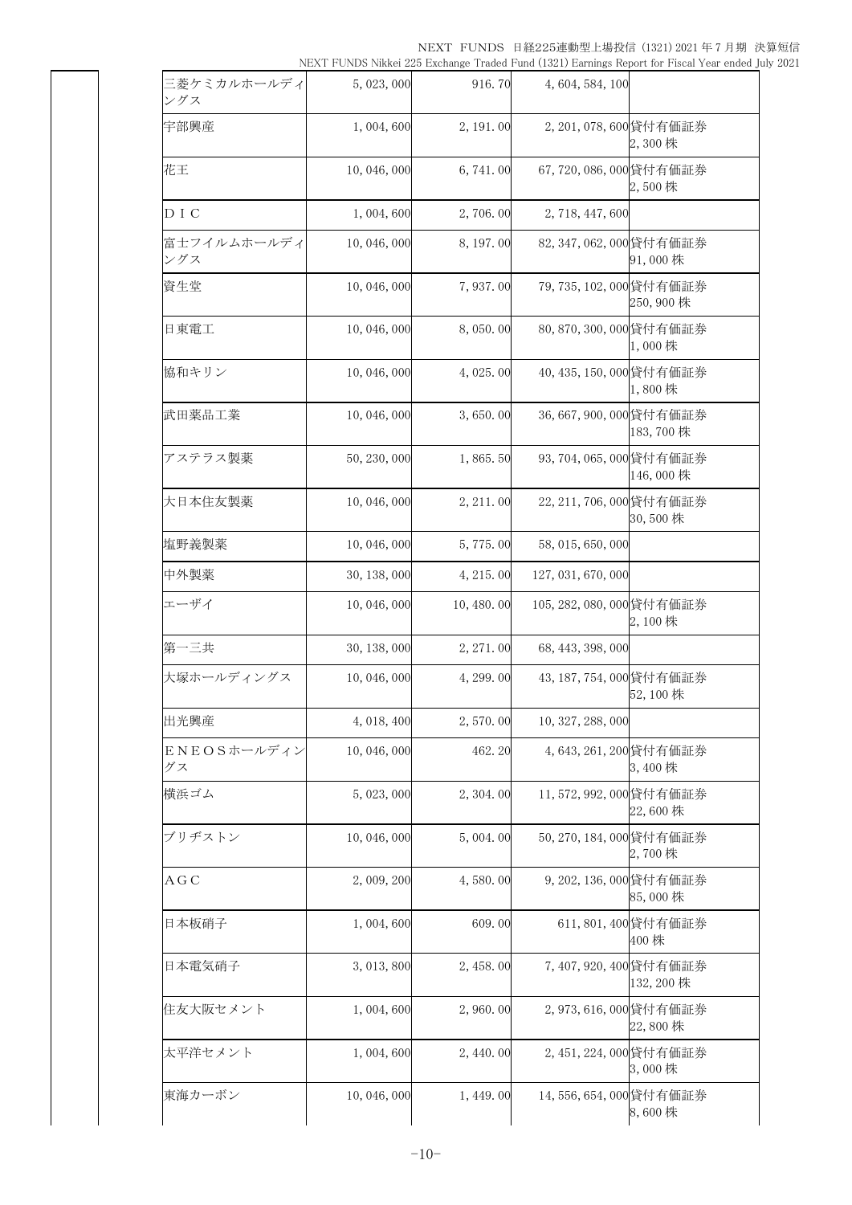| | | | | |
|---|---|---|---|---|
| 三菱ケミカルホールディングス | 5,023,000 | 916.70 | 4,604,584,100 | |
| 宇部興産 | 1,004,600 | 2,191.00 | 2,201,078,600 | 貸付有価証券 2,300 株 |
| 花王 | 10,046,000 | 6,741.00 | 67,720,086,000 | 貸付有価証券 2,500 株 |
| ＤＩＣ | 1,004,600 | 2,706.00 | 2,718,447,600 | |
| 富士フイルムホールディングス | 10,046,000 | 8,197.00 | 82,347,062,000 | 貸付有価証券 91,000 株 |
| 資生堂 | 10,046,000 | 7,937.00 | 79,735,102,000 | 貸付有価証券 250,900 株 |
| 日東電工 | 10,046,000 | 8,050.00 | 80,870,300,000 | 貸付有価証券 1,000 株 |
| 協和キリン | 10,046,000 | 4,025.00 | 40,435,150,000 | 貸付有価証券 1,800 株 |
| 武田薬品工業 | 10,046,000 | 3,650.00 | 36,667,900,000 | 貸付有価証券 183,700 株 |
| アステラス製薬 | 50,230,000 | 1,865.50 | 93,704,065,000 | 貸付有価証券 146,000 株 |
| 大日本住友製薬 | 10,046,000 | 2,211.00 | 22,211,706,000 | 貸付有価証券 30,500 株 |
| 塩野義製薬 | 10,046,000 | 5,775.00 | 58,015,650,000 | |
| 中外製薬 | 30,138,000 | 4,215.00 | 127,031,670,000 | |
| エーザイ | 10,046,000 | 10,480.00 | 105,282,080,000 | 貸付有価証券 2,100 株 |
| 第一三共 | 30,138,000 | 2,271.00 | 68,443,398,000 | |
| 大塚ホールディングス | 10,046,000 | 4,299.00 | 43,187,754,000 | 貸付有価証券 52,100 株 |
| 出光興産 | 4,018,400 | 2,570.00 | 10,327,288,000 | |
| ＥＮＥＯＳホールディングス | 10,046,000 | 462.20 | 4,643,261,200 | 貸付有価証券 3,400 株 |
| 横浜ゴム | 5,023,000 | 2,304.00 | 11,572,992,000 | 貸付有価証券 22,600 株 |
| ブリヂストン | 10,046,000 | 5,004.00 | 50,270,184,000 | 貸付有価証券 2,700 株 |
| ＡＧＣ | 2,009,200 | 4,580.00 | 9,202,136,000 | 貸付有価証券 85,000 株 |
| 日本板硝子 | 1,004,600 | 609.00 | 611,801,400 | 貸付有価証券 400 株 |
| 日本電気硝子 | 3,013,800 | 2,458.00 | 7,407,920,400 | 貸付有価証券 132,200 株 |
| 住友大阪セメント | 1,004,600 | 2,960.00 | 2,973,616,000 | 貸付有価証券 22,800 株 |
| 太平洋セメント | 1,004,600 | 2,440.00 | 2,451,224,000 | 貸付有価証券 3,000 株 |
| 東海カーボン | 10,046,000 | 1,449.00 | 14,556,654,000 | 貸付有価証券 8,600 株 |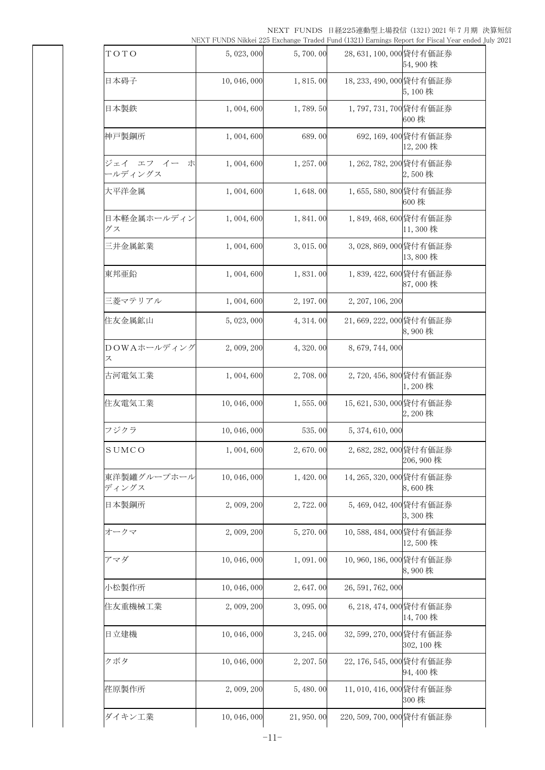| | | | | |
|---|---|---|---|---|
| ＴＯＴＯ | 5,023,000 | 5,700.00 | 28,631,100,000 | 貸付有価証券 54,900 株 |
| 日本碍子 | 10,046,000 | 1,815.00 | 18,233,490,000 | 貸付有価証券 5,100 株 |
| 日本製鉄 | 1,004,600 | 1,789.50 | 1,797,731,700 | 貸付有価証券 600 株 |
| 神戸製鋼所 | 1,004,600 | 689.00 | 692,169,400 | 貸付有価証券 12,200 株 |
| ジェイ エフ イー ホールディングス | 1,004,600 | 1,257.00 | 1,262,782,200 | 貸付有価証券 2,500 株 |
| 大平洋金属 | 1,004,600 | 1,648.00 | 1,655,580,800 | 貸付有価証券 600 株 |
| 日本軽金属ホールディングス | 1,004,600 | 1,841.00 | 1,849,468,600 | 貸付有価証券 11,300 株 |
| 三井金属鉱業 | 1,004,600 | 3,015.00 | 3,028,869,000 | 貸付有価証券 13,800 株 |
| 東邦亜鉛 | 1,004,600 | 1,831.00 | 1,839,422,600 | 貸付有価証券 87,000 株 |
| 三菱マテリアル | 1,004,600 | 2,197.00 | 2,207,106,200 | |
| 住友金属鉱山 | 5,023,000 | 4,314.00 | 21,669,222,000 | 貸付有価証券 8,900 株 |
| ＤＯＷＡホールディングス | 2,009,200 | 4,320.00 | 8,679,744,000 | |
| 古河電気工業 | 1,004,600 | 2,708.00 | 2,720,456,800 | 貸付有価証券 1,200 株 |
| 住友電気工業 | 10,046,000 | 1,555.00 | 15,621,530,000 | 貸付有価証券 2,200 株 |
| フジクラ | 10,046,000 | 535.00 | 5,374,610,000 | |
| ＳＵＭＣＯ | 1,004,600 | 2,670.00 | 2,682,282,000 | 貸付有価証券 206,900 株 |
| 東洋製罐グループホールディングス | 10,046,000 | 1,420.00 | 14,265,320,000 | 貸付有価証券 8,600 株 |
| 日本製鋼所 | 2,009,200 | 2,722.00 | 5,469,042,400 | 貸付有価証券 3,300 株 |
| オークマ | 2,009,200 | 5,270.00 | 10,588,484,000 | 貸付有価証券 12,500 株 |
| アマダ | 10,046,000 | 1,091.00 | 10,960,186,000 | 貸付有価証券 8,900 株 |
| 小松製作所 | 10,046,000 | 2,647.00 | 26,591,762,000 | |
| 住友重機械工業 | 2,009,200 | 3,095.00 | 6,218,474,000 | 貸付有価証券 14,700 株 |
| 日立建機 | 10,046,000 | 3,245.00 | 32,599,270,000 | 貸付有価証券 302,100 株 |
| クボタ | 10,046,000 | 2,207.50 | 22,176,545,000 | 貸付有価証券 94,400 株 |
| 荏原製作所 | 2,009,200 | 5,480.00 | 11,010,416,000 | 貸付有価証券 300 株 |
| ダイキン工業 | 10,046,000 | 21,950.00 | 220,509,700,000 | 貸付有価証券 |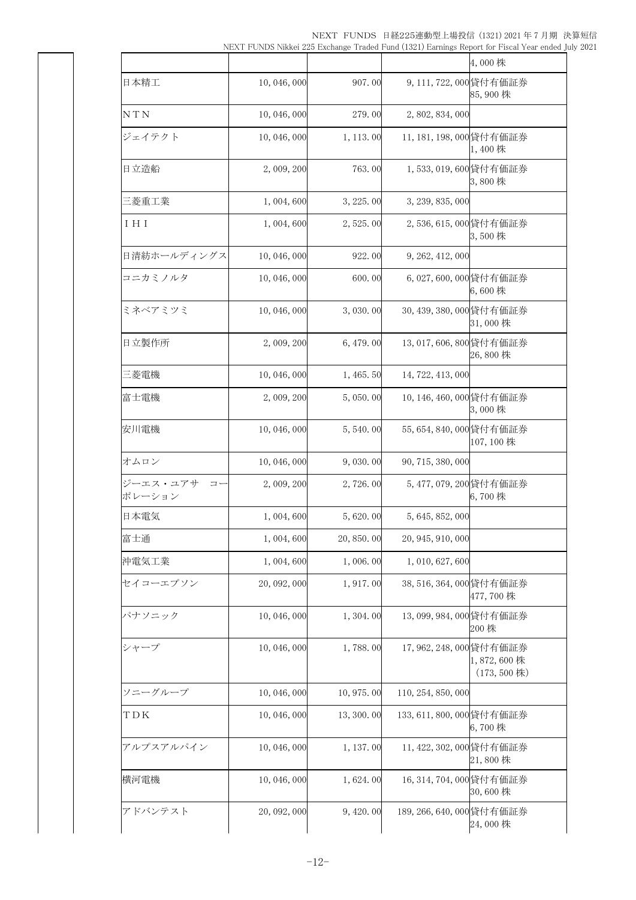| | | | | |
|---|---|---|---|---|
| | | | | 4,000 株 |
| 日本精工 | 10,046,000 | 907.00 | 9,111,722,000 | 貸付有価証券 85,900 株 |
| ＮＴＮ | 10,046,000 | 279.00 | 2,802,834,000 | |
| ジェイテクト | 10,046,000 | 1,113.00 | 11,181,198,000 | 貸付有価証券 1,400 株 |
| 日立造船 | 2,009,200 | 763.00 | 1,533,019,600 | 貸付有価証券 3,800 株 |
| 三菱重工業 | 1,004,600 | 3,225.00 | 3,239,835,000 | |
| ＩＨＩ | 1,004,600 | 2,525.00 | 2,536,615,000 | 貸付有価証券 3,500 株 |
| 日清紡ホールディングス | 10,046,000 | 922.00 | 9,262,412,000 | |
| コニカミノルタ | 10,046,000 | 600.00 | 6,027,600,000 | 貸付有価証券 6,600 株 |
| ミネベアミツミ | 10,046,000 | 3,030.00 | 30,439,380,000 | 貸付有価証券 31,000 株 |
| 日立製作所 | 2,009,200 | 6,479.00 | 13,017,606,800 | 貸付有価証券 26,800 株 |
| 三菱電機 | 10,046,000 | 1,465.50 | 14,722,413,000 | |
| 富士電機 | 2,009,200 | 5,050.00 | 10,146,460,000 | 貸付有価証券 3,000 株 |
| 安川電機 | 10,046,000 | 5,540.00 | 55,654,840,000 | 貸付有価証券 107,100 株 |
| オムロン | 10,046,000 | 9,030.00 | 90,715,380,000 | |
| ジーエス・ユアサ コーポレーション | 2,009,200 | 2,726.00 | 5,477,079,200 | 貸付有価証券 6,700 株 |
| 日本電気 | 1,004,600 | 5,620.00 | 5,645,852,000 | |
| 富士通 | 1,004,600 | 20,850.00 | 20,945,910,000 | |
| 沖電気工業 | 1,004,600 | 1,006.00 | 1,010,627,600 | |
| セイコーエプソン | 20,092,000 | 1,917.00 | 38,516,364,000 | 貸付有価証券 477,700 株 |
| パナソニック | 10,046,000 | 1,304.00 | 13,099,984,000 | 貸付有価証券 200 株 |
| シャープ | 10,046,000 | 1,788.00 | 17,962,248,000 | 貸付有価証券 1,872,600 株 (173,500 株) |
| ソニーグループ | 10,046,000 | 10,975.00 | 110,254,850,000 | |
| ＴＤＫ | 10,046,000 | 13,300.00 | 133,611,800,000 | 貸付有価証券 6,700 株 |
| アルプスアルパイン | 10,046,000 | 1,137.00 | 11,422,302,000 | 貸付有価証券 21,800 株 |
| 横河電機 | 10,046,000 | 1,624.00 | 16,314,704,000 | 貸付有価証券 30,600 株 |
| アドバンテスト | 20,092,000 | 9,420.00 | 189,266,640,000 | 貸付有価証券 24,000 株 |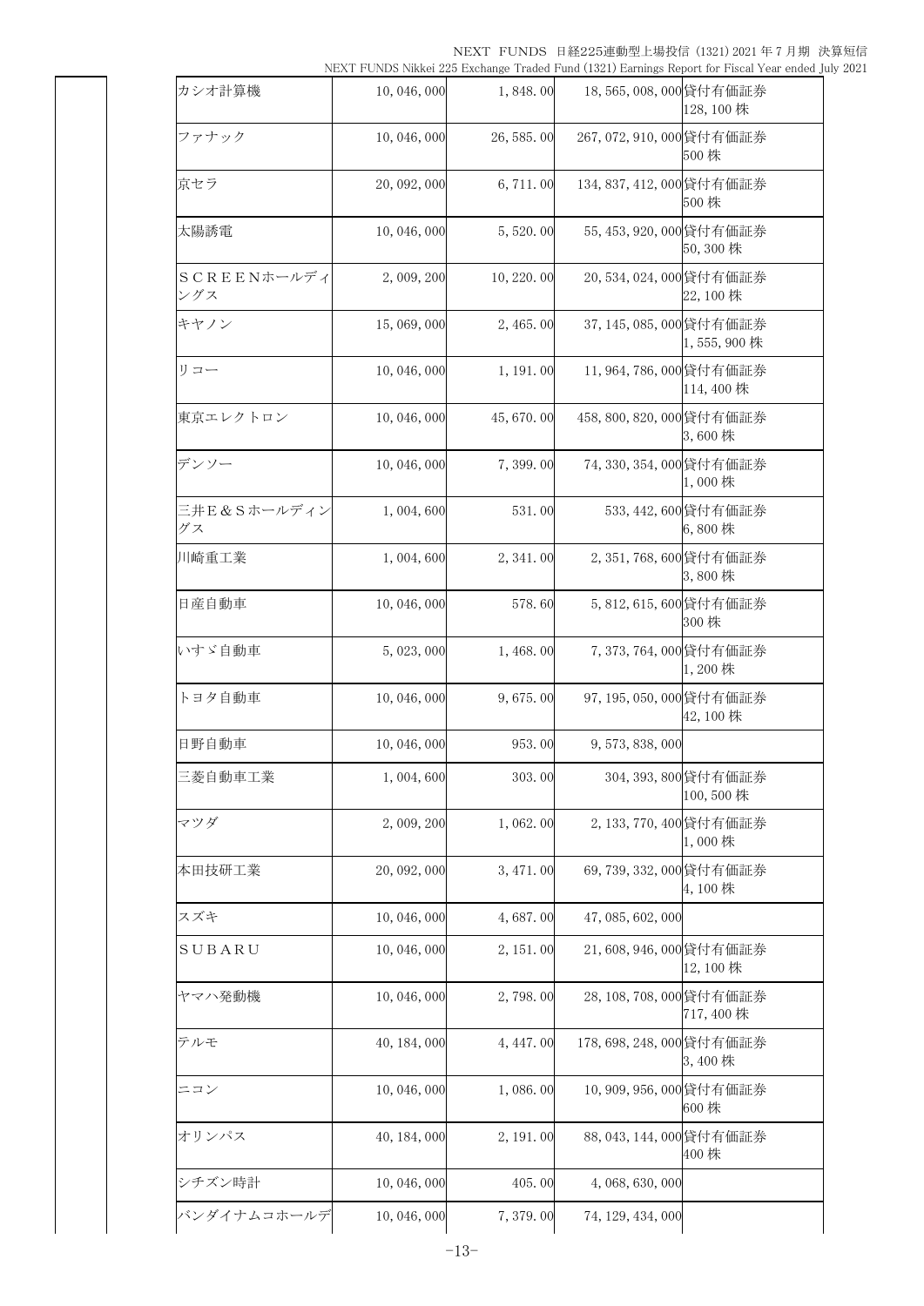| | | | | |
|---|---|---|---|---|
| カシオ計算機 | 10,046,000 | 1,848.00 | 18,565,008,000 | 貸付有価証券 128,100 株 |
| ファナック | 10,046,000 | 26,585.00 | 267,072,910,000 | 貸付有価証券 500 株 |
| 京セラ | 20,092,000 | 6,711.00 | 134,837,412,000 | 貸付有価証券 500 株 |
| 太陽誘電 | 10,046,000 | 5,520.00 | 55,453,920,000 | 貸付有価証券 50,300 株 |
| ＳＣＲＥＥＮホールディングス | 2,009,200 | 10,220.00 | 20,534,024,000 | 貸付有価証券 22,100 株 |
| キヤノン | 15,069,000 | 2,465.00 | 37,145,085,000 | 貸付有価証券 1,555,900 株 |
| リコー | 10,046,000 | 1,191.00 | 11,964,786,000 | 貸付有価証券 114,400 株 |
| 東京エレクトロン | 10,046,000 | 45,670.00 | 458,800,820,000 | 貸付有価証券 3,600 株 |
| デンソー | 10,046,000 | 7,399.00 | 74,330,354,000 | 貸付有価証券 1,000 株 |
| 三井Ｅ＆Ｓホールディングス | 1,004,600 | 531.00 | 533,442,600 | 貸付有価証券 6,800 株 |
| 川崎重工業 | 1,004,600 | 2,341.00 | 2,351,768,600 | 貸付有価証券 3,800 株 |
| 日産自動車 | 10,046,000 | 578.60 | 5,812,615,600 | 貸付有価証券 300 株 |
| いすゞ自動車 | 5,023,000 | 1,468.00 | 7,373,764,000 | 貸付有価証券 1,200 株 |
| トヨタ自動車 | 10,046,000 | 9,675.00 | 97,195,050,000 | 貸付有価証券 42,100 株 |
| 日野自動車 | 10,046,000 | 953.00 | 9,573,838,000 | |
| 三菱自動車工業 | 1,004,600 | 303.00 | 304,393,800 | 貸付有価証券 100,500 株 |
| マツダ | 2,009,200 | 1,062.00 | 2,133,770,400 | 貸付有価証券 1,000 株 |
| 本田技研工業 | 20,092,000 | 3,471.00 | 69,739,332,000 | 貸付有価証券 4,100 株 |
| スズキ | 10,046,000 | 4,687.00 | 47,085,602,000 | |
| ＳＵＢＡＲＵ | 10,046,000 | 2,151.00 | 21,608,946,000 | 貸付有価証券 12,100 株 |
| ヤマハ発動機 | 10,046,000 | 2,798.00 | 28,108,708,000 | 貸付有価証券 717,400 株 |
| テルモ | 40,184,000 | 4,447.00 | 178,698,248,000 | 貸付有価証券 3,400 株 |
| ニコン | 10,046,000 | 1,086.00 | 10,909,956,000 | 貸付有価証券 600 株 |
| オリンパス | 40,184,000 | 2,191.00 | 88,043,144,000 | 貸付有価証券 400 株 |
| シチズン時計 | 10,046,000 | 405.00 | 4,068,630,000 | |
| バンダイナムコホールデ | 10,046,000 | 7,379.00 | 74,129,434,000 | |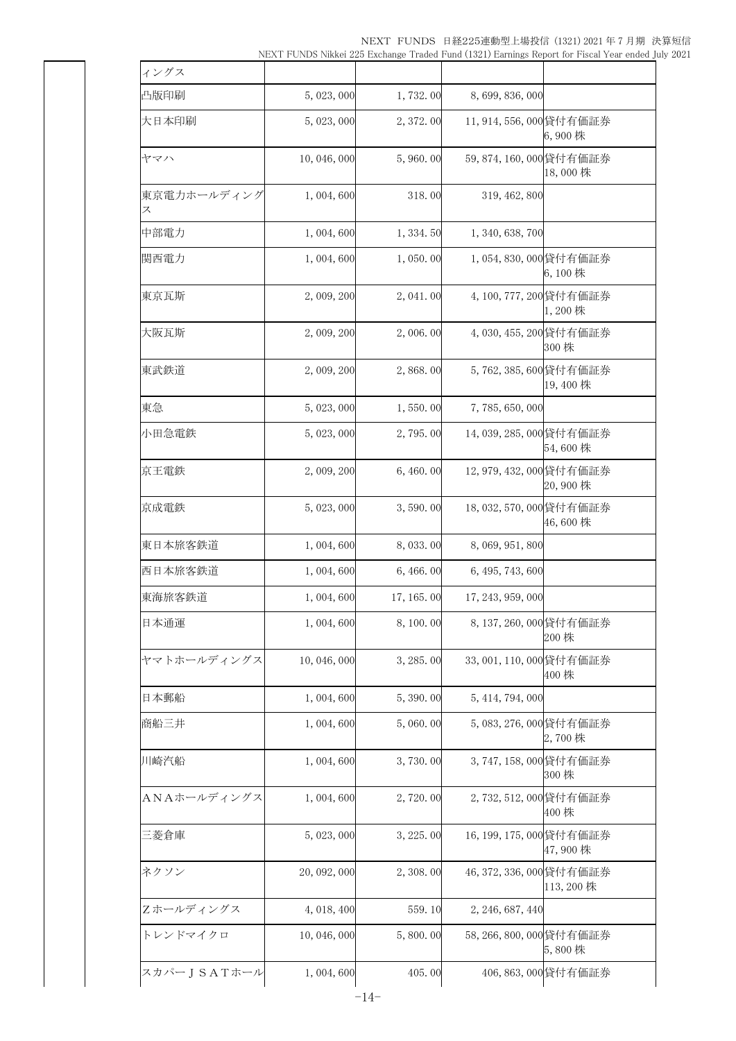| | | | | |
|---|---|---|---|---|
| ィングス | | | | |
| 凸版印刷 | 5, 023, 000 | 1, 732. 00 | 8, 699, 836, 000 | |
| 大日本印刷 | 5, 023, 000 | 2, 372. 00 | 11, 914, 556, 000 | 貸付有価証券 6, 900 株 |
| ヤマハ | 10, 046, 000 | 5, 960. 00 | 59, 874, 160, 000 | 貸付有価証券 18, 000 株 |
| 東京電力ホールディングス | 1, 004, 600 | 318. 00 | 319, 462, 800 | |
| 中部電力 | 1, 004, 600 | 1, 334. 50 | 1, 340, 638, 700 | |
| 関西電力 | 1, 004, 600 | 1, 050. 00 | 1, 054, 830, 000 | 貸付有価証券 6, 100 株 |
| 東京瓦斯 | 2, 009, 200 | 2, 041. 00 | 4, 100, 777, 200 | 貸付有価証券 1, 200 株 |
| 大阪瓦斯 | 2, 009, 200 | 2, 006. 00 | 4, 030, 455, 200 | 貸付有価証券 300 株 |
| 東武鉄道 | 2, 009, 200 | 2, 868. 00 | 5, 762, 385, 600 | 貸付有価証券 19, 400 株 |
| 東急 | 5, 023, 000 | 1, 550. 00 | 7, 785, 650, 000 | |
| 小田急電鉄 | 5, 023, 000 | 2, 795. 00 | 14, 039, 285, 000 | 貸付有価証券 54, 600 株 |
| 京王電鉄 | 2, 009, 200 | 6, 460. 00 | 12, 979, 432, 000 | 貸付有価証券 20, 900 株 |
| 京成電鉄 | 5, 023, 000 | 3, 590. 00 | 18, 032, 570, 000 | 貸付有価証券 46, 600 株 |
| 東日本旅客鉄道 | 1, 004, 600 | 8, 033. 00 | 8, 069, 951, 800 | |
| 西日本旅客鉄道 | 1, 004, 600 | 6, 466. 00 | 6, 495, 743, 600 | |
| 東海旅客鉄道 | 1, 004, 600 | 17, 165. 00 | 17, 243, 959, 000 | |
| 日本通運 | 1, 004, 600 | 8, 100. 00 | 8, 137, 260, 000 | 貸付有価証券 200 株 |
| ヤマトホールディングス | 10, 046, 000 | 3, 285. 00 | 33, 001, 110, 000 | 貸付有価証券 400 株 |
| 日本郵船 | 1, 004, 600 | 5, 390. 00 | 5, 414, 794, 000 | |
| 商船三井 | 1, 004, 600 | 5, 060. 00 | 5, 083, 276, 000 | 貸付有価証券 2, 700 株 |
| 川崎汽船 | 1, 004, 600 | 3, 730. 00 | 3, 747, 158, 000 | 貸付有価証券 300 株 |
| ＡＮＡホールディングス | 1, 004, 600 | 2, 720. 00 | 2, 732, 512, 000 | 貸付有価証券 400 株 |
| 三菱倉庫 | 5, 023, 000 | 3, 225. 00 | 16, 199, 175, 000 | 貸付有価証券 47, 900 株 |
| ネクソン | 20, 092, 000 | 2, 308. 00 | 46, 372, 336, 000 | 貸付有価証券 113, 200 株 |
| Ｚホールディングス | 4, 018, 400 | 559. 10 | 2, 246, 687, 440 | |
| トレンドマイクロ | 10, 046, 000 | 5, 800. 00 | 58, 266, 800, 000 | 貸付有価証券 5, 800 株 |
| スカパーＪＳＡＴホール | 1, 004, 600 | 405. 00 | 406, 863, 000 | 貸付有価証券 |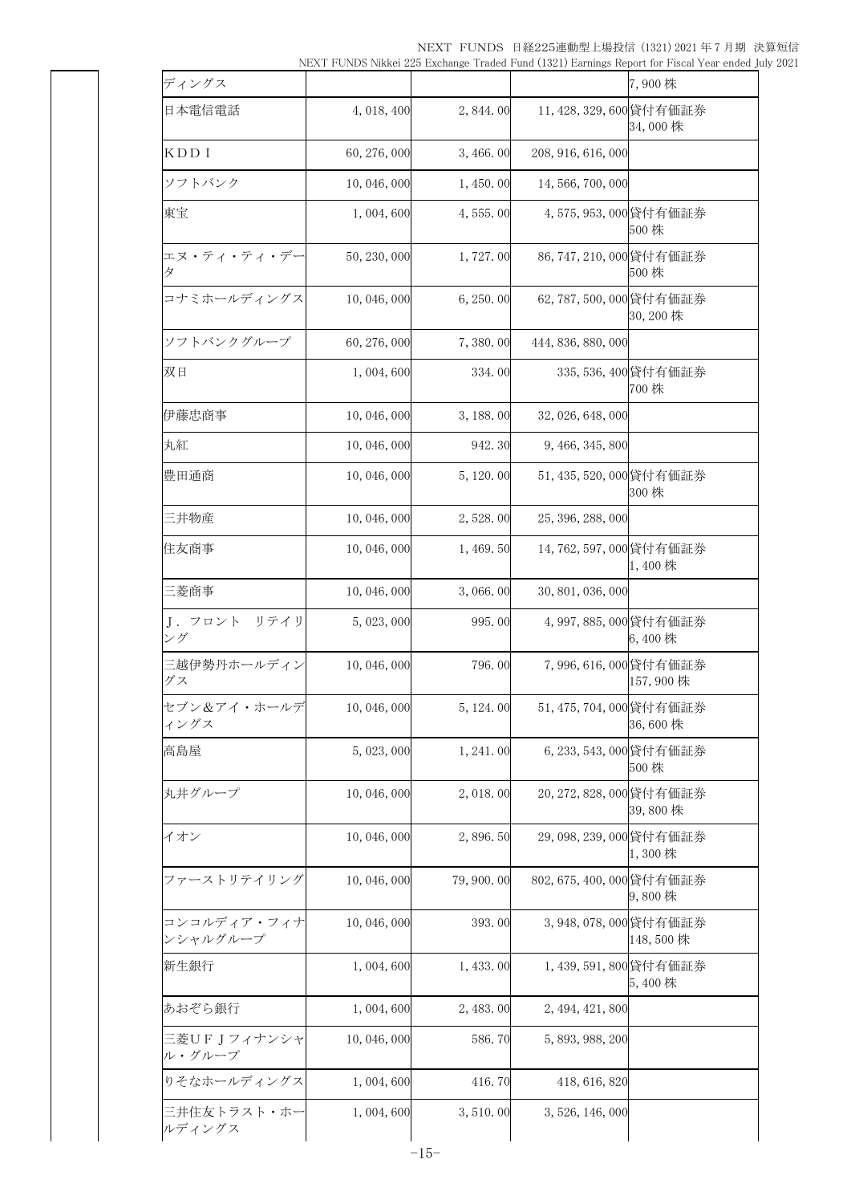| | | | | |
|---|---|---|---|---|
| ディングス | | | | 7,900株 |
| 日本電信電話 | 4,018,400 | 2,844.00 | 11,428,329,600 | 貸付有価証券 34,000株 |
| ＫＤＤＩ | 60,276,000 | 3,466.00 | 208,916,616,000 | |
| ソフトバンク | 10,046,000 | 1,450.00 | 14,566,700,000 | |
| 東宝 | 1,004,600 | 4,555.00 | 4,575,953,000 | 貸付有価証券 500株 |
| エヌ・ティ・ティ・データ | 50,230,000 | 1,727.00 | 86,747,210,000 | 貸付有価証券 500株 |
| コナミホールディングス | 10,046,000 | 6,250.00 | 62,787,500,000 | 貸付有価証券 30,200株 |
| ソフトバンクグループ | 60,276,000 | 7,380.00 | 444,836,880,000 | |
| 双日 | 1,004,600 | 334.00 | 335,536,400 | 貸付有価証券 700株 |
| 伊藤忠商事 | 10,046,000 | 3,188.00 | 32,026,648,000 | |
| 丸紅 | 10,046,000 | 942.30 | 9,466,345,800 | |
| 豊田通商 | 10,046,000 | 5,120.00 | 51,435,520,000 | 貸付有価証券 300株 |
| 三井物産 | 10,046,000 | 2,528.00 | 25,396,288,000 | |
| 住友商事 | 10,046,000 | 1,469.50 | 14,762,597,000 | 貸付有価証券 1,400株 |
| 三菱商事 | 10,046,000 | 3,066.00 | 30,801,036,000 | |
| Ｊ．フロント リテイリング | 5,023,000 | 995.00 | 4,997,885,000 | 貸付有価証券 6,400株 |
| 三越伊勢丹ホールディングス | 10,046,000 | 796.00 | 7,996,616,000 | 貸付有価証券 157,900株 |
| セブン＆アイ・ホールディングス | 10,046,000 | 5,124.00 | 51,475,704,000 | 貸付有価証券 36,600株 |
| 高島屋 | 5,023,000 | 1,241.00 | 6,233,543,000 | 貸付有価証券 500株 |
| 丸井グループ | 10,046,000 | 2,018.00 | 20,272,828,000 | 貸付有価証券 39,800株 |
| イオン | 10,046,000 | 2,896.50 | 29,098,239,000 | 貸付有価証券 1,300株 |
| ファーストリテイリング | 10,046,000 | 79,900.00 | 802,675,400,000 | 貸付有価証券 9,800株 |
| コンコルディア・フィナンシャルグループ | 10,046,000 | 393.00 | 3,948,078,000 | 貸付有価証券 148,500株 |
| 新生銀行 | 1,004,600 | 1,433.00 | 1,439,591,800 | 貸付有価証券 5,400株 |
| あおぞら銀行 | 1,004,600 | 2,483.00 | 2,494,421,800 | |
| 三菱ＵＦＪフィナンシャル・グループ | 10,046,000 | 586.70 | 5,893,988,200 | |
| りそなホールディングス | 1,004,600 | 416.70 | 418,616,820 | |
| 三井住友トラスト・ホールディングス | 1,004,600 | 3,510.00 | 3,526,146,000 | |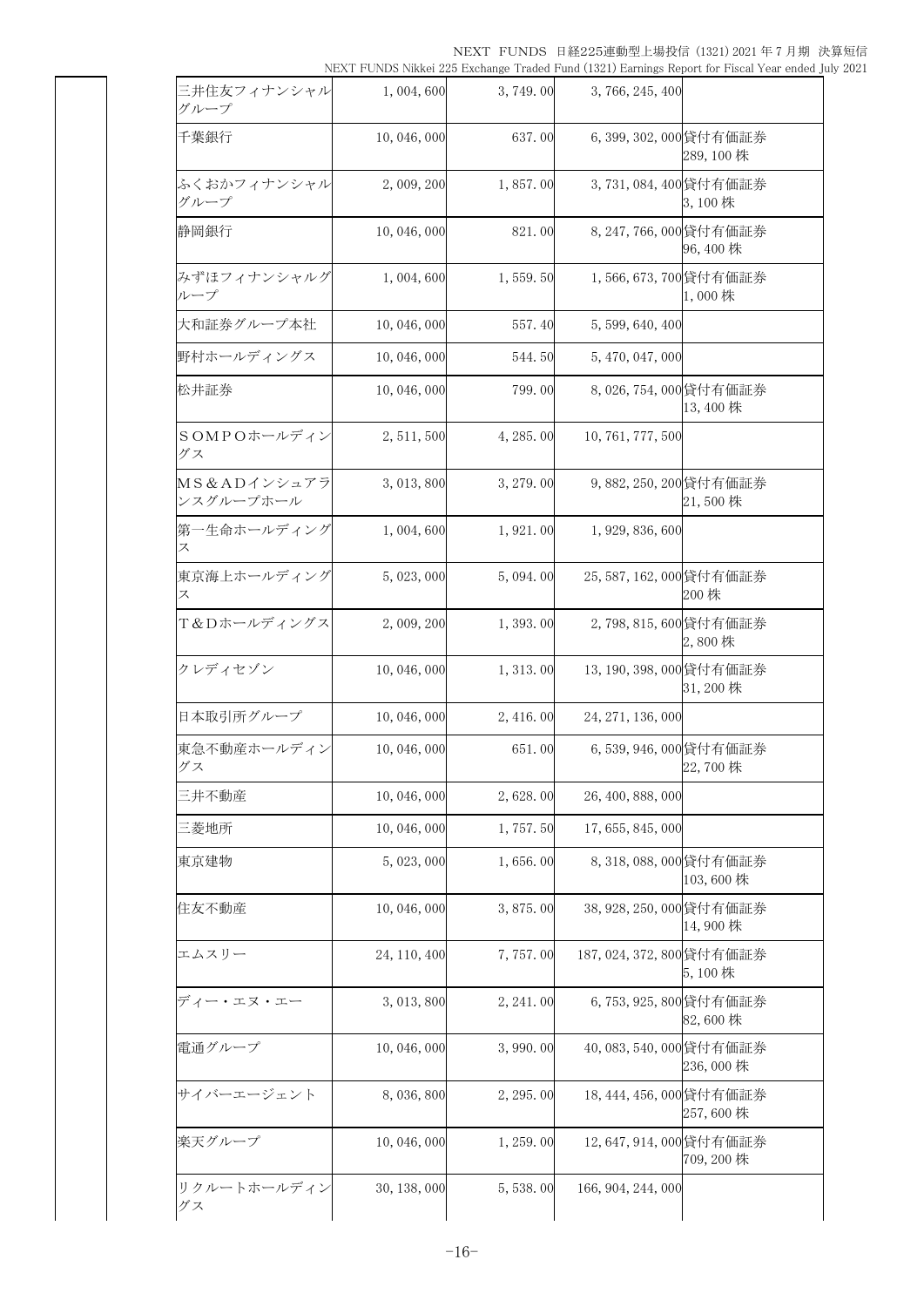| | | | | |
|---|---|---|---|---|
| 三井住友フィナンシャルグループ | 1,004,600 | 3,749.00 | 3,766,245,400 | |
| 千葉銀行 | 10,046,000 | 637.00 | 6,399,302,000 | 貸付有価証券 289,100 株 |
| ふくおかフィナンシャルグループ | 2,009,200 | 1,857.00 | 3,731,084,400 | 貸付有価証券 3,100 株 |
| 静岡銀行 | 10,046,000 | 821.00 | 8,247,766,000 | 貸付有価証券 96,400 株 |
| みずほフィナンシャルグループ | 1,004,600 | 1,559.50 | 1,566,673,700 | 貸付有価証券 1,000 株 |
| 大和証券グループ本社 | 10,046,000 | 557.40 | 5,599,640,400 | |
| 野村ホールディングス | 10,046,000 | 544.50 | 5,470,047,000 | |
| 松井証券 | 10,046,000 | 799.00 | 8,026,754,000 | 貸付有価証券 13,400 株 |
| ＳＯＭＰＯホールディングス | 2,511,500 | 4,285.00 | 10,761,777,500 | |
| ＭＳ＆ＡＤインシュアランスグループホール | 3,013,800 | 3,279.00 | 9,882,250,200 | 貸付有価証券 21,500 株 |
| 第一生命ホールディングス | 1,004,600 | 1,921.00 | 1,929,836,600 | |
| 東京海上ホールディングス | 5,023,000 | 5,094.00 | 25,587,162,000 | 貸付有価証券 200 株 |
| Ｔ＆Ｄホールディングス | 2,009,200 | 1,393.00 | 2,798,815,600 | 貸付有価証券 2,800 株 |
| クレディセゾン | 10,046,000 | 1,313.00 | 13,190,398,000 | 貸付有価証券 31,200 株 |
| 日本取引所グループ | 10,046,000 | 2,416.00 | 24,271,136,000 | |
| 東急不動産ホールディングス | 10,046,000 | 651.00 | 6,539,946,000 | 貸付有価証券 22,700 株 |
| 三井不動産 | 10,046,000 | 2,628.00 | 26,400,888,000 | |
| 三菱地所 | 10,046,000 | 1,757.50 | 17,655,845,000 | |
| 東京建物 | 5,023,000 | 1,656.00 | 8,318,088,000 | 貸付有価証券 103,600 株 |
| 住友不動産 | 10,046,000 | 3,875.00 | 38,928,250,000 | 貸付有価証券 14,900 株 |
| エムスリー | 24,110,400 | 7,757.00 | 187,024,372,800 | 貸付有価証券 5,100 株 |
| ディー・エヌ・エー | 3,013,800 | 2,241.00 | 6,753,925,800 | 貸付有価証券 82,600 株 |
| 電通グループ | 10,046,000 | 3,990.00 | 40,083,540,000 | 貸付有価証券 236,000 株 |
| サイバーエージェント | 8,036,800 | 2,295.00 | 18,444,456,000 | 貸付有価証券 257,600 株 |
| 楽天グループ | 10,046,000 | 1,259.00 | 12,647,914,000 | 貸付有価証券 709,200 株 |
| リクルートホールディングス | 30,138,000 | 5,538.00 | 166,904,244,000 | |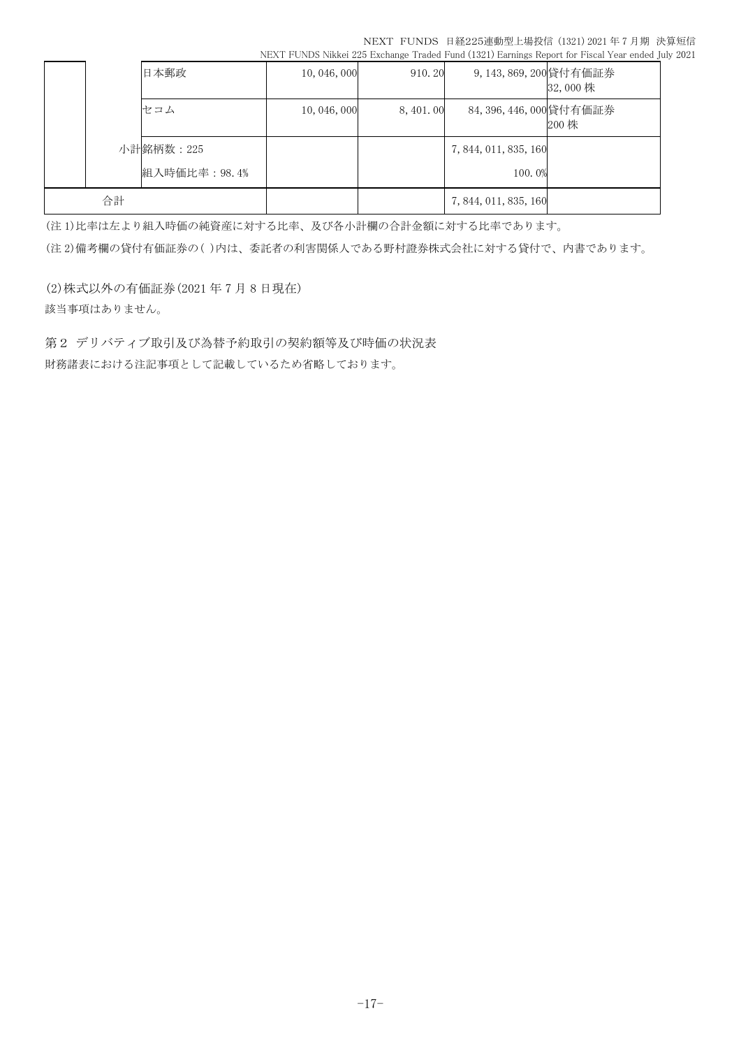| | | | | | | |
|---|---|---|---|---|---|---|
| | | 日本郵政 | 10,046,000 | 910.20 | 9,143,869,200 | 貸付有価証券 32,000 株 |
| | | セコム | 10,046,000 | 8,401.00 | 84,396,446,000 | 貸付有価証券 200 株 |
| | 小計 | 銘柄数：225 | | | 7,844,011,835,160 | |
| | | 組入時価比率：98.4% | | | 100.0% | |
| 合計 | | | | | 7,844,011,835,160 | |

(注 1)比率は左より組入時価の純資産に対する比率、及び各小計欄の合計金額に対する比率であります。

(注 2)備考欄の貸付有価証券の( )内は、委託者の利害関係人である野村證券株式会社に対する貸付で、内書であります。

(2)株式以外の有価証券(2021 年 7 月 8 日現在)

該当事項はありません。

第2 デリバティブ取引及び為替予約取引の契約額等及び時価の状況表

財務諸表における注記事項として記載しているため省略しております。